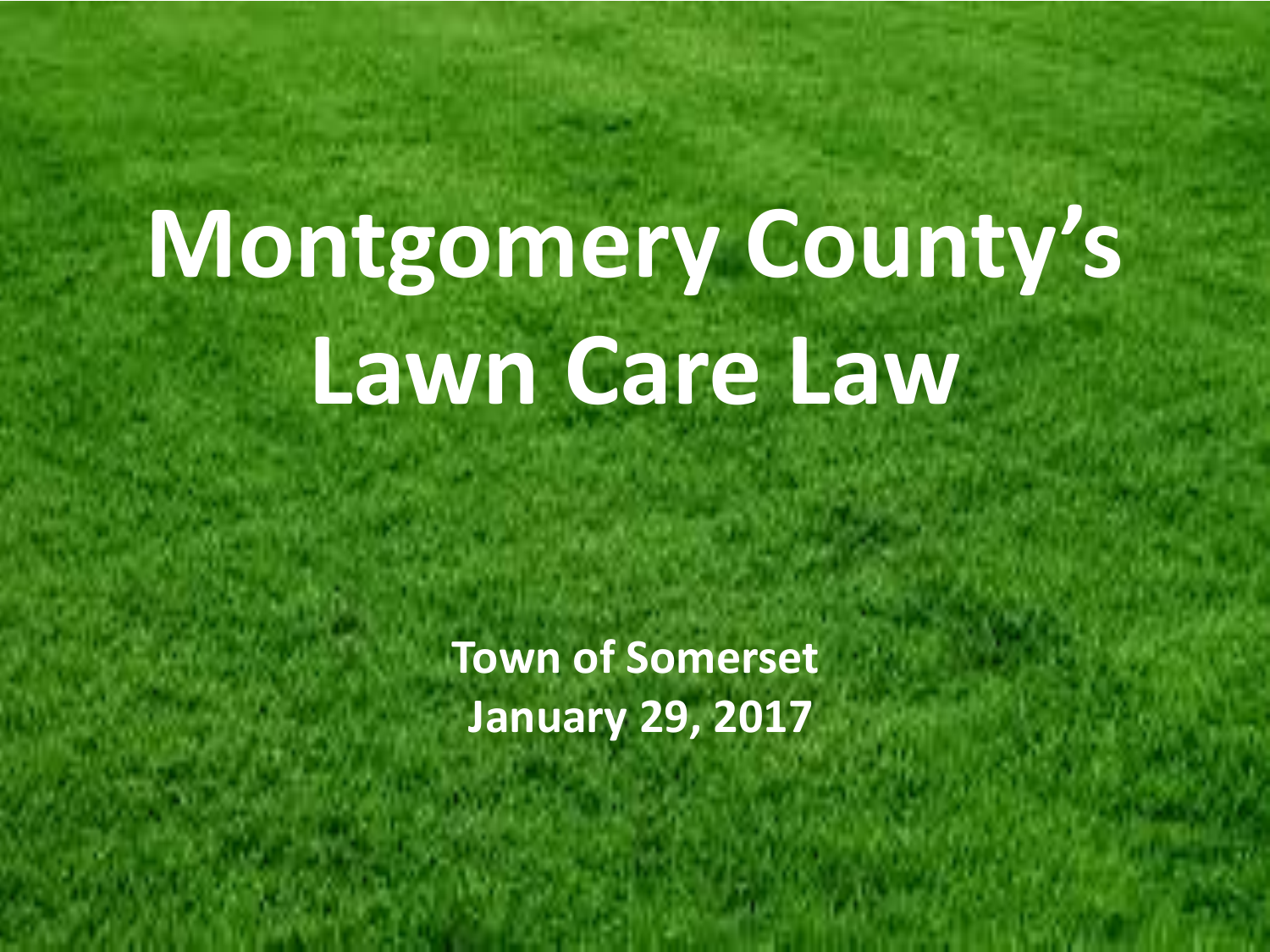# Montgomery County's Lawn Care Law

**Town of Somerset**
**January 29, 2017**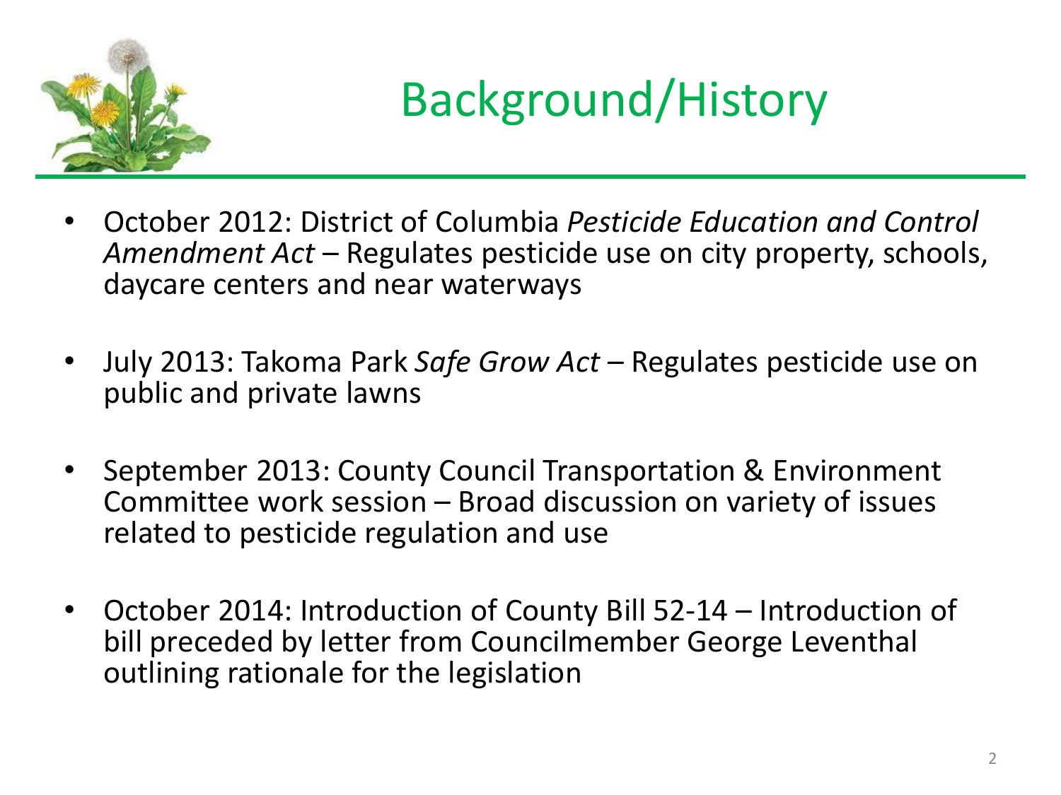# Background/History

- October 2012: District of Columbia *Pesticide Education and Control Amendment Act* – Regulates pesticide use on city property, schools, daycare centers and near waterways

- July 2013: Takoma Park *Safe Grow Act* – Regulates pesticide use on public and private lawns

- September 2013: County Council Transportation & Environment Committee work session – Broad discussion on variety of issues related to pesticide regulation and use

- October 2014: Introduction of County Bill 52-14 – Introduction of bill preceded by letter from Councilmember George Leventhal outlining rationale for the legislation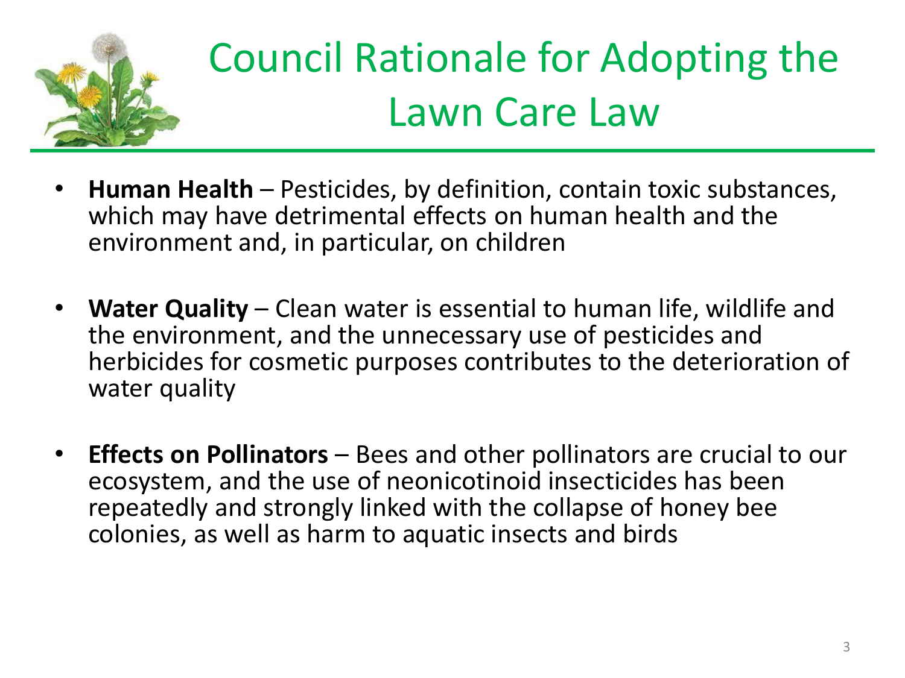# Council Rationale for Adopting the Lawn Care Law

- **Human Health** – Pesticides, by definition, contain toxic substances, which may have detrimental effects on human health and the environment and, in particular, on children
- **Water Quality** – Clean water is essential to human life, wildlife and the environment, and the unnecessary use of pesticides and herbicides for cosmetic purposes contributes to the deterioration of water quality
- **Effects on Pollinators** – Bees and other pollinators are crucial to our ecosystem, and the use of neonicotinoid insecticides has been repeatedly and strongly linked with the collapse of honey bee colonies, as well as harm to aquatic insects and birds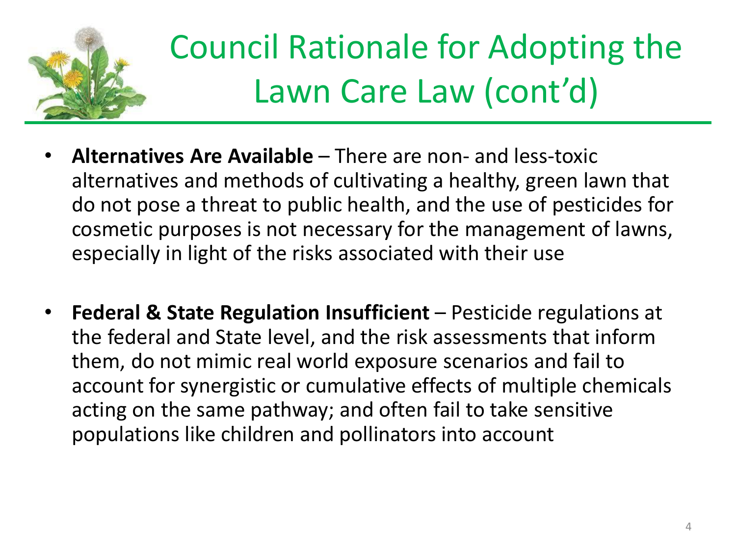# Council Rationale for Adopting the Lawn Care Law (cont'd)

- **Alternatives Are Available** – There are non- and less-toxic alternatives and methods of cultivating a healthy, green lawn that do not pose a threat to public health, and the use of pesticides for cosmetic purposes is not necessary for the management of lawns, especially in light of the risks associated with their use

- **Federal & State Regulation Insufficient** – Pesticide regulations at the federal and State level, and the risk assessments that inform them, do not mimic real world exposure scenarios and fail to account for synergistic or cumulative effects of multiple chemicals acting on the same pathway; and often fail to take sensitive populations like children and pollinators into account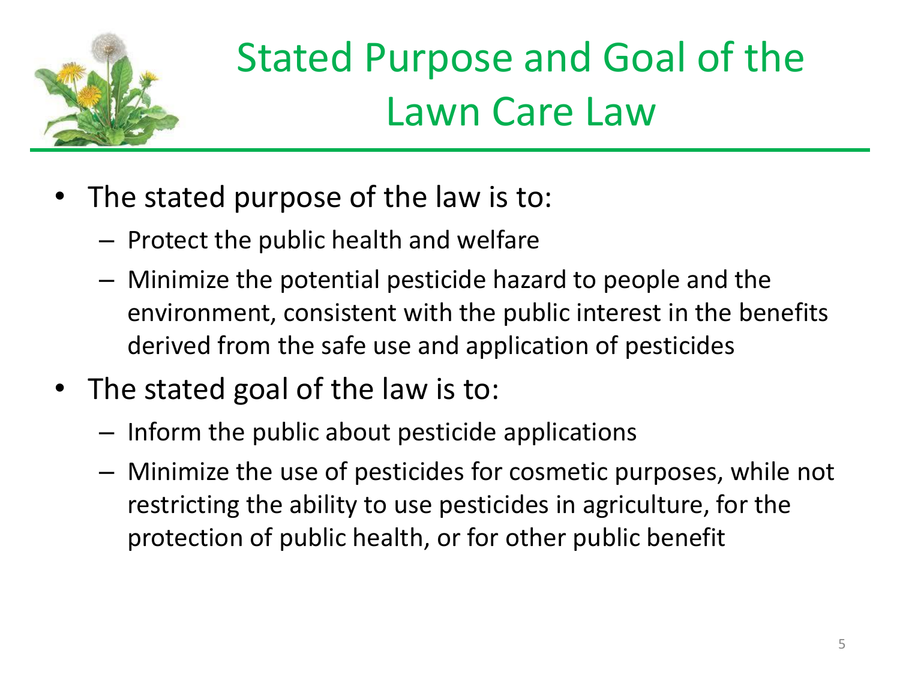# Stated Purpose and Goal of the Lawn Care Law

- The stated purpose of the law is to:
  - Protect the public health and welfare
  - Minimize the potential pesticide hazard to people and the environment, consistent with the public interest in the benefits derived from the safe use and application of pesticides
- The stated goal of the law is to:
  - Inform the public about pesticide applications
  - Minimize the use of pesticides for cosmetic purposes, while not restricting the ability to use pesticides in agriculture, for the protection of public health, or for other public benefit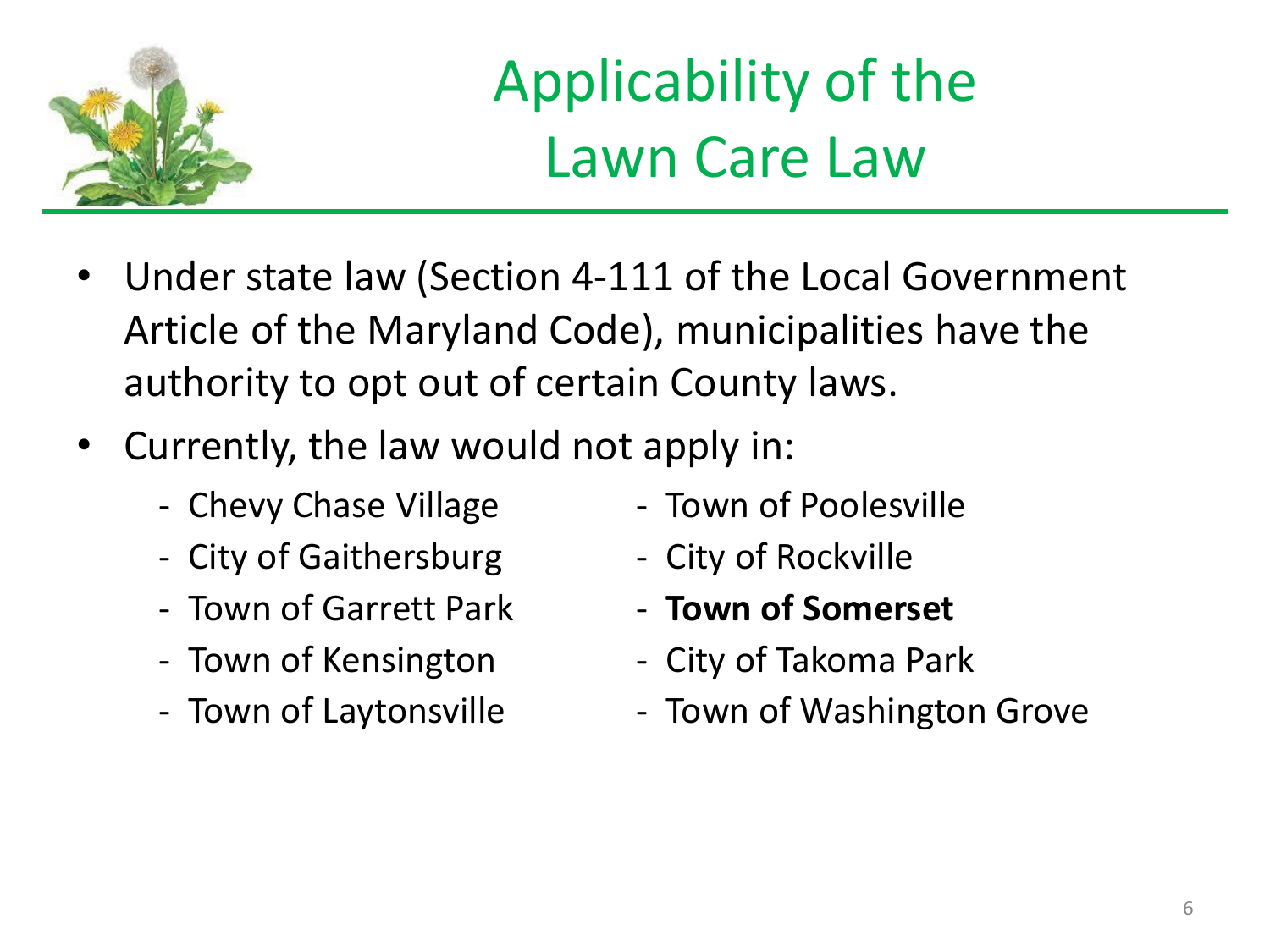# Applicability of the Lawn Care Law

- Under state law (Section 4-111 of the Local Government Article of the Maryland Code), municipalities have the authority to opt out of certain County laws.
- Currently, the law would not apply in:
  - Chevy Chase Village
  - City of Gaithersburg
  - Town of Garrett Park
  - Town of Kensington
  - Town of Laytonsville
  - Town of Poolesville
  - City of Rockville
  - **Town of Somerset**
  - City of Takoma Park
  - Town of Washington Grove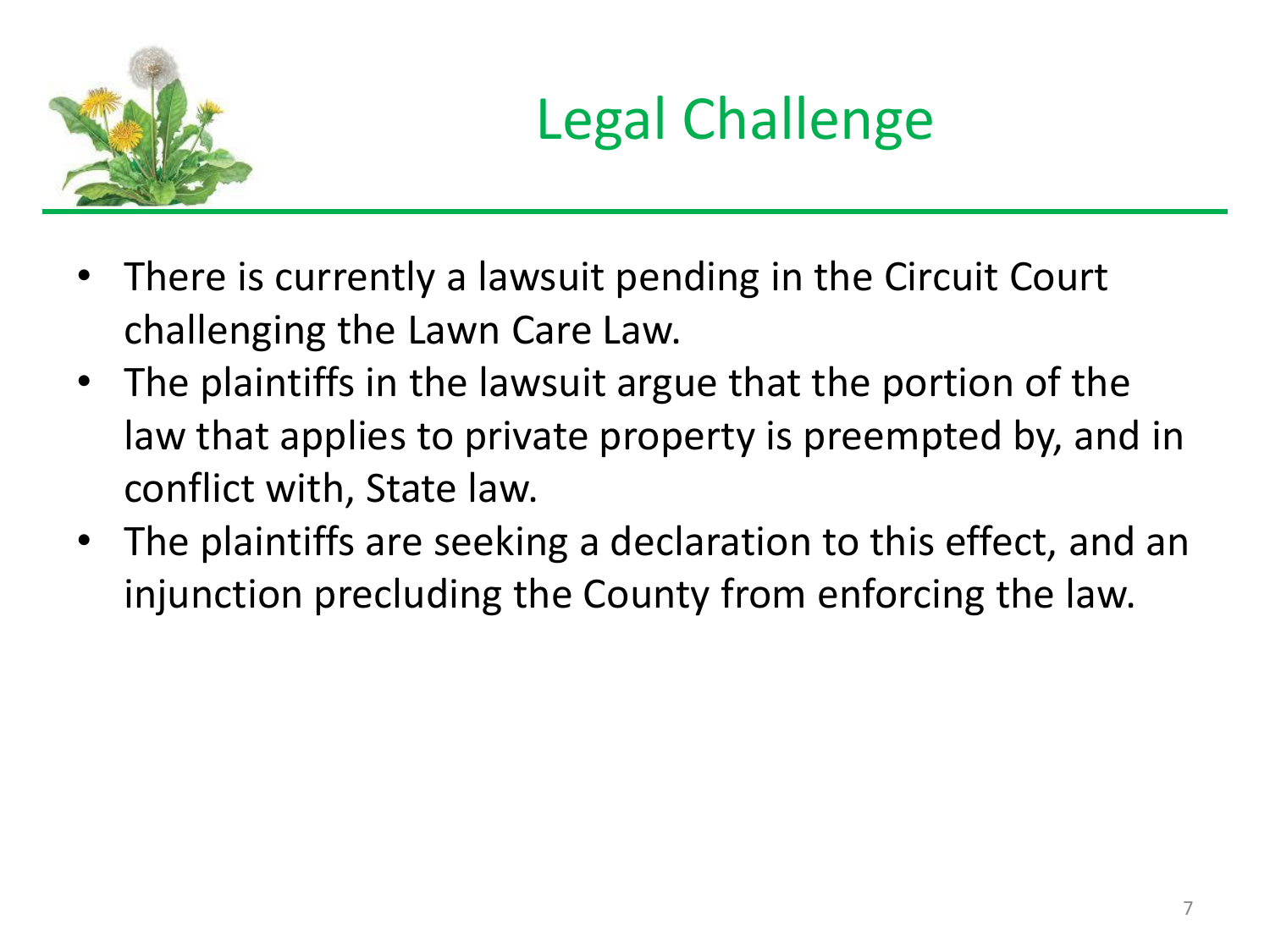# Legal Challenge

- There is currently a lawsuit pending in the Circuit Court challenging the Lawn Care Law.
- The plaintiffs in the lawsuit argue that the portion of the law that applies to private property is preempted by, and in conflict with, State law.
- The plaintiffs are seeking a declaration to this effect, and an injunction precluding the County from enforcing the law.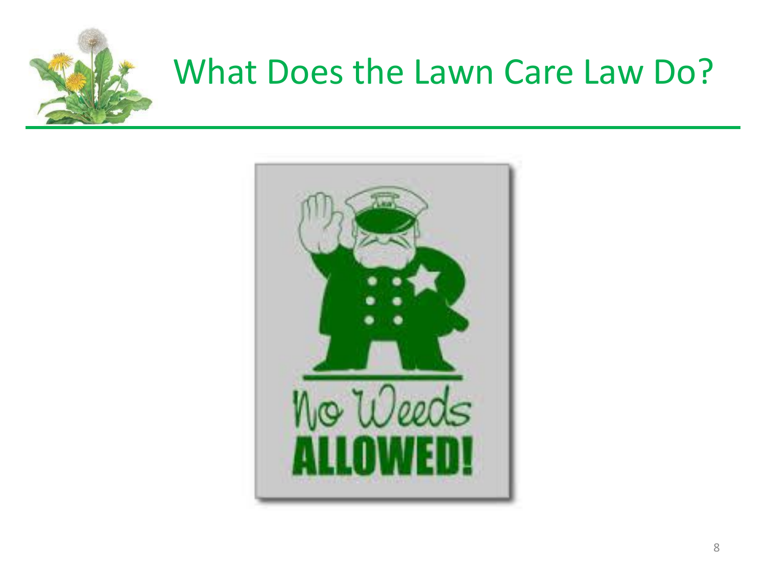# What Does the Lawn Care Law Do?

No Weeds

**ALLOWED!**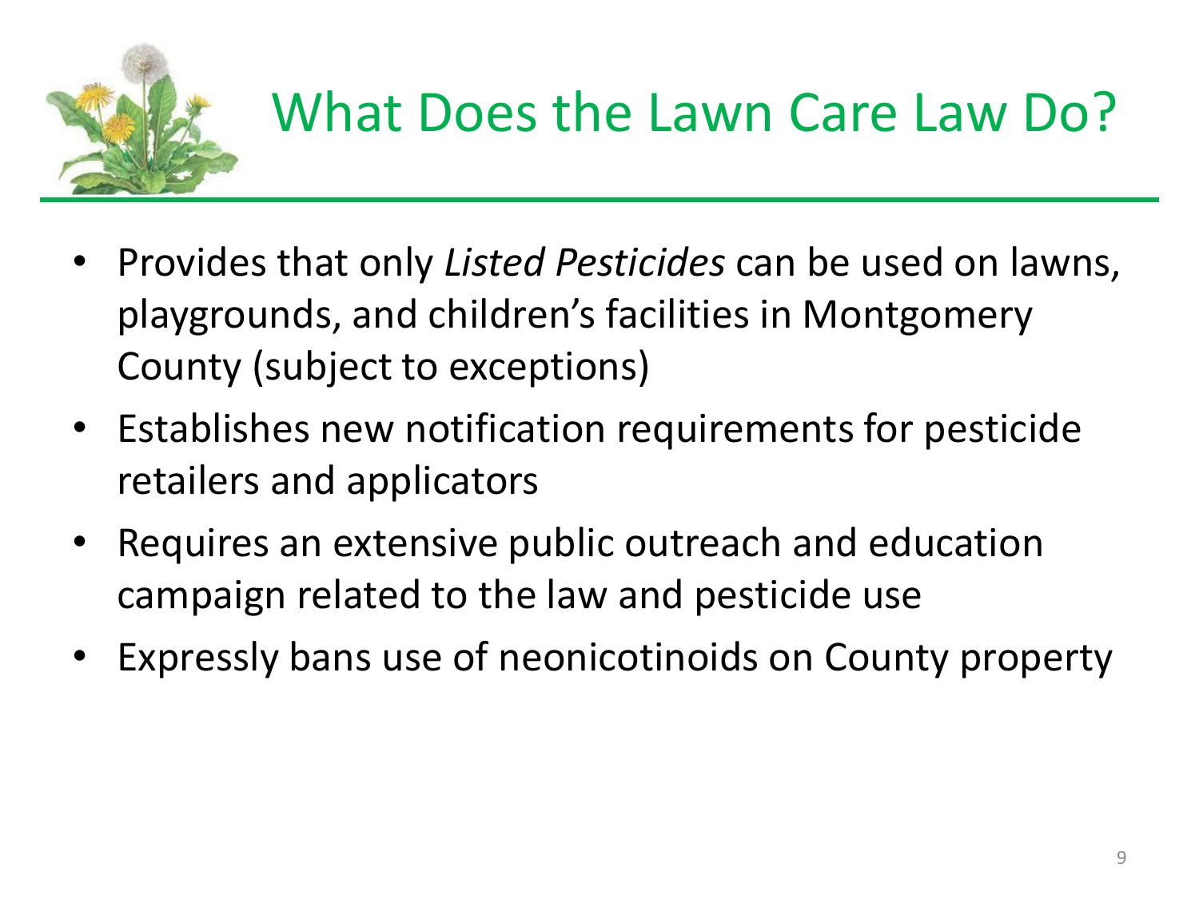# What Does the Lawn Care Law Do?

- Provides that only *Listed Pesticides* can be used on lawns, playgrounds, and children's facilities in Montgomery County (subject to exceptions)
- Establishes new notification requirements for pesticide retailers and applicators
- Requires an extensive public outreach and education campaign related to the law and pesticide use
- Expressly bans use of neonicotinoids on County property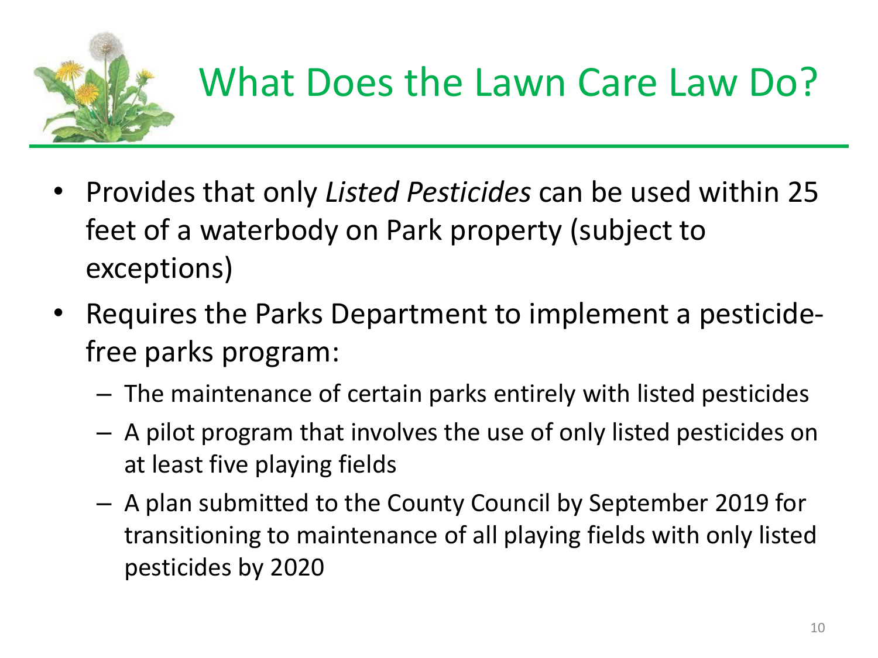# What Does the Lawn Care Law Do?

- Provides that only *Listed Pesticides* can be used within 25 feet of a waterbody on Park property (subject to exceptions)
- Requires the Parks Department to implement a pesticide-free parks program:
  - The maintenance of certain parks entirely with listed pesticides
  - A pilot program that involves the use of only listed pesticides on at least five playing fields
  - A plan submitted to the County Council by September 2019 for transitioning to maintenance of all playing fields with only listed pesticides by 2020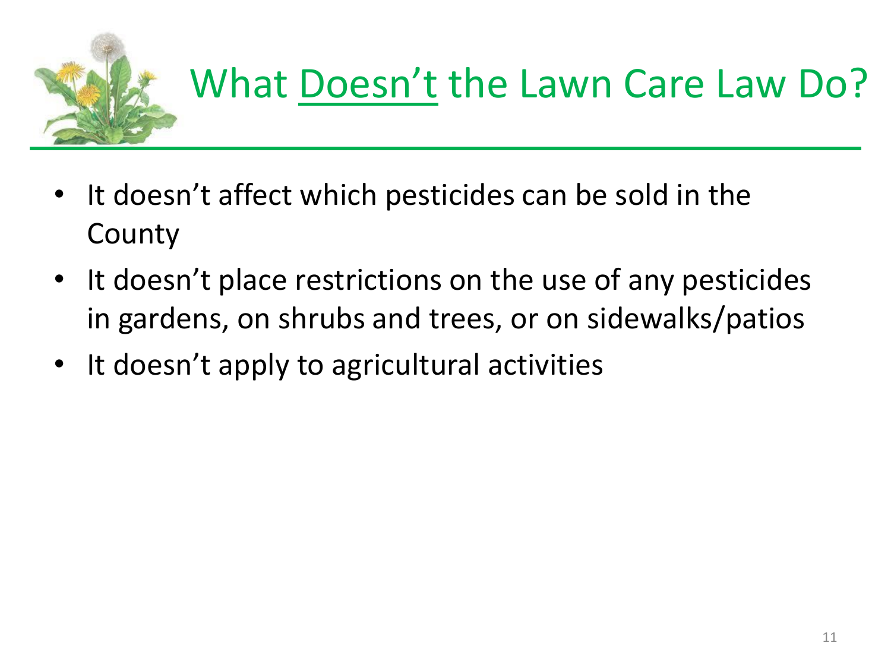# What Doesn't the Lawn Care Law Do?

- It doesn't affect which pesticides can be sold in the County
- It doesn't place restrictions on the use of any pesticides in gardens, on shrubs and trees, or on sidewalks/patios
- It doesn't apply to agricultural activities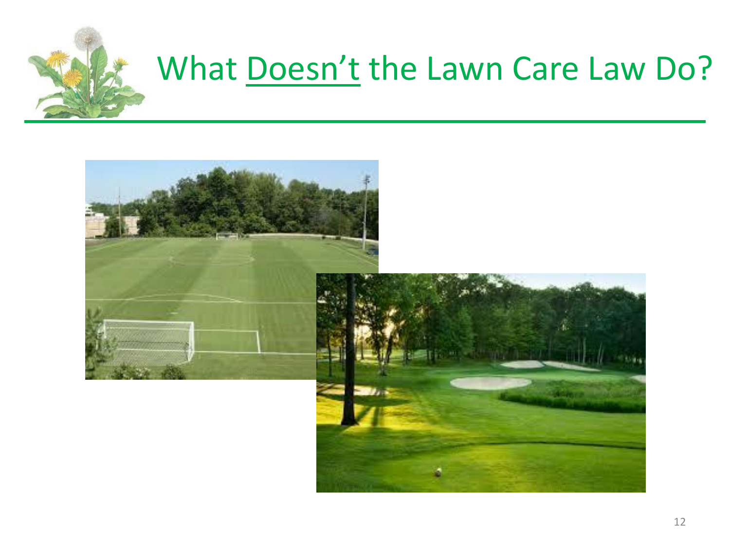# What Doesn't the Lawn Care Law Do?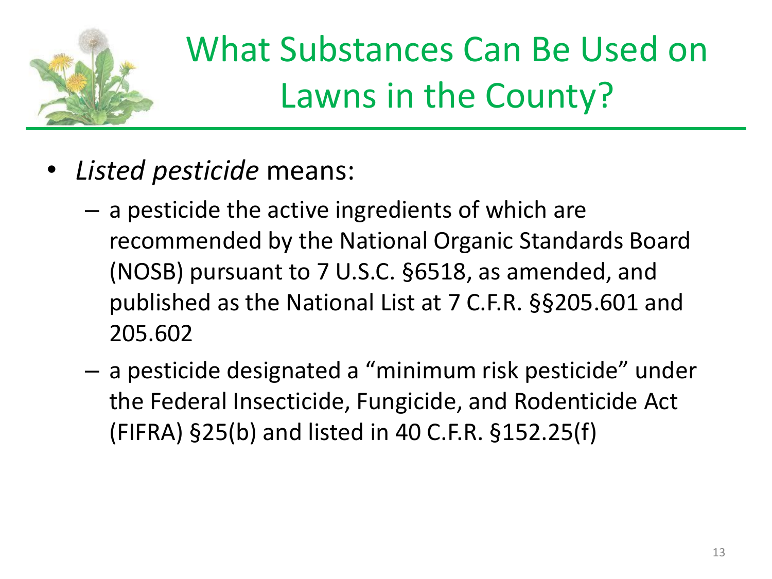# What Substances Can Be Used on Lawns in the County?

- *Listed pesticide* means:
  - a pesticide the active ingredients of which are recommended by the National Organic Standards Board (NOSB) pursuant to 7 U.S.C. §6518, as amended, and published as the National List at 7 C.F.R. §§205.601 and 205.602
  - a pesticide designated a "minimum risk pesticide" under the Federal Insecticide, Fungicide, and Rodenticide Act (FIFRA) §25(b) and listed in 40 C.F.R. §152.25(f)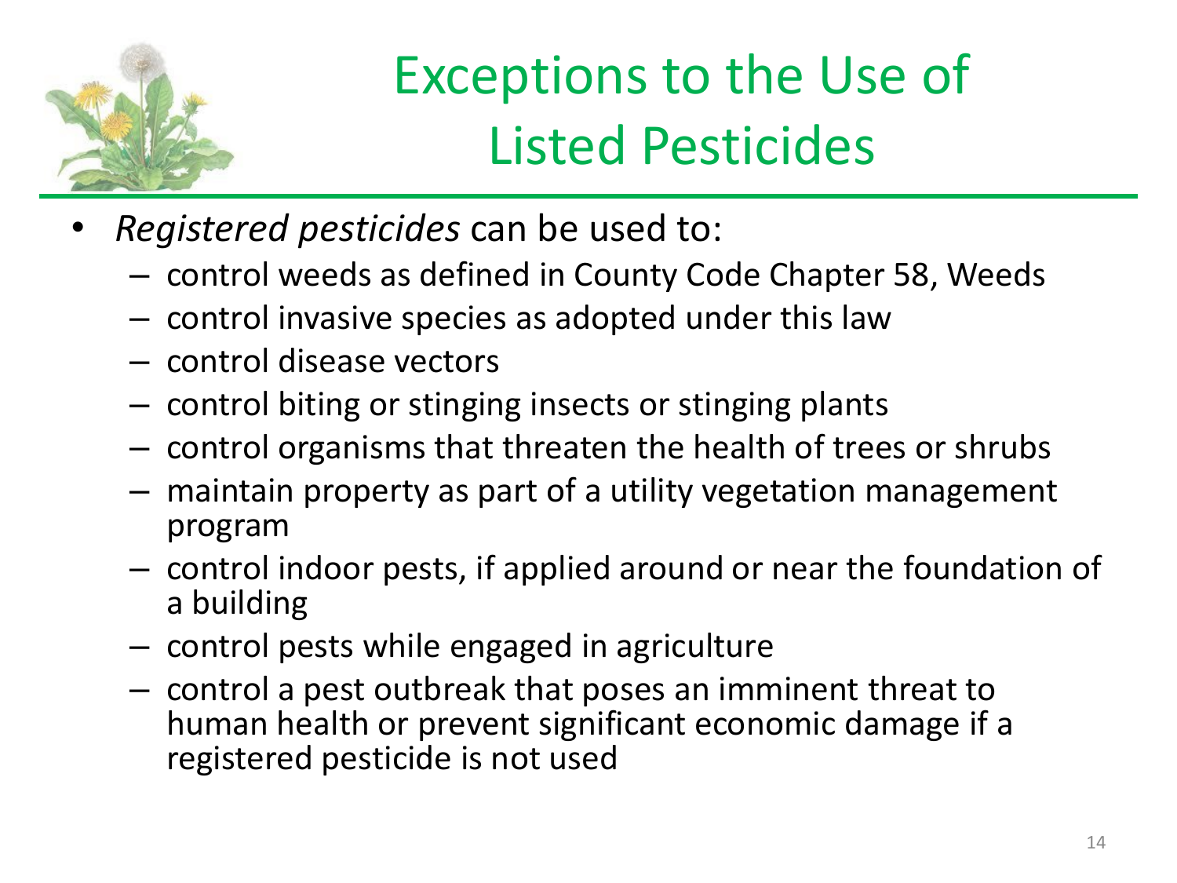# Exceptions to the Use of Listed Pesticides

- *Registered pesticides* can be used to:
  - control weeds as defined in County Code Chapter 58, Weeds
  - control invasive species as adopted under this law
  - control disease vectors
  - control biting or stinging insects or stinging plants
  - control organisms that threaten the health of trees or shrubs
  - maintain property as part of a utility vegetation management program
  - control indoor pests, if applied around or near the foundation of a building
  - control pests while engaged in agriculture
  - control a pest outbreak that poses an imminent threat to human health or prevent significant economic damage if a registered pesticide is not used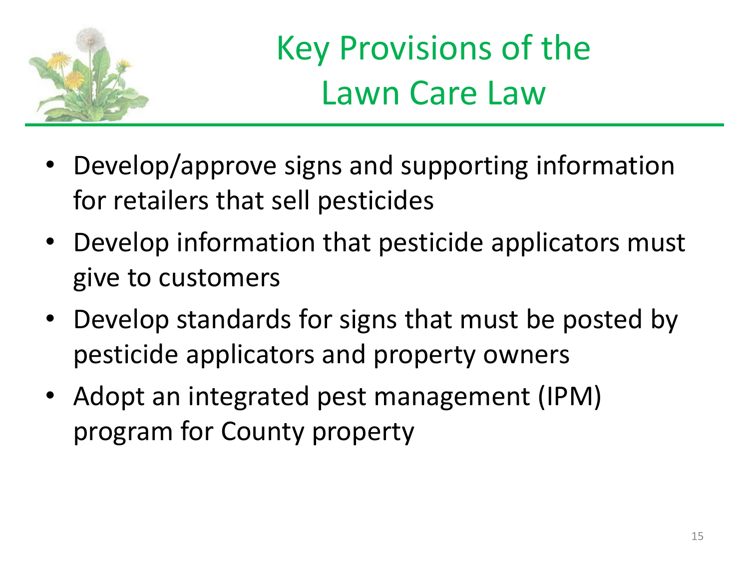# Key Provisions of the Lawn Care Law

- Develop/approve signs and supporting information for retailers that sell pesticides
- Develop information that pesticide applicators must give to customers
- Develop standards for signs that must be posted by pesticide applicators and property owners
- Adopt an integrated pest management (IPM) program for County property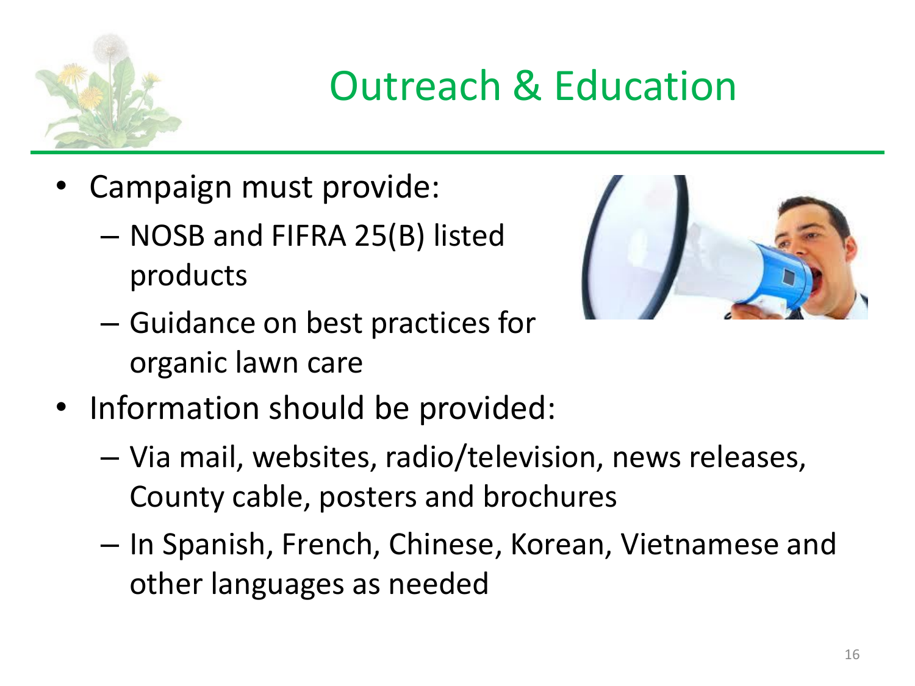# Outreach & Education

- Campaign must provide:
  - NOSB and FIFRA 25(B) listed products
  - Guidance on best practices for organic lawn care
- Information should be provided:
  - Via mail, websites, radio/television, news releases, County cable, posters and brochures
  - In Spanish, French, Chinese, Korean, Vietnamese and other languages as needed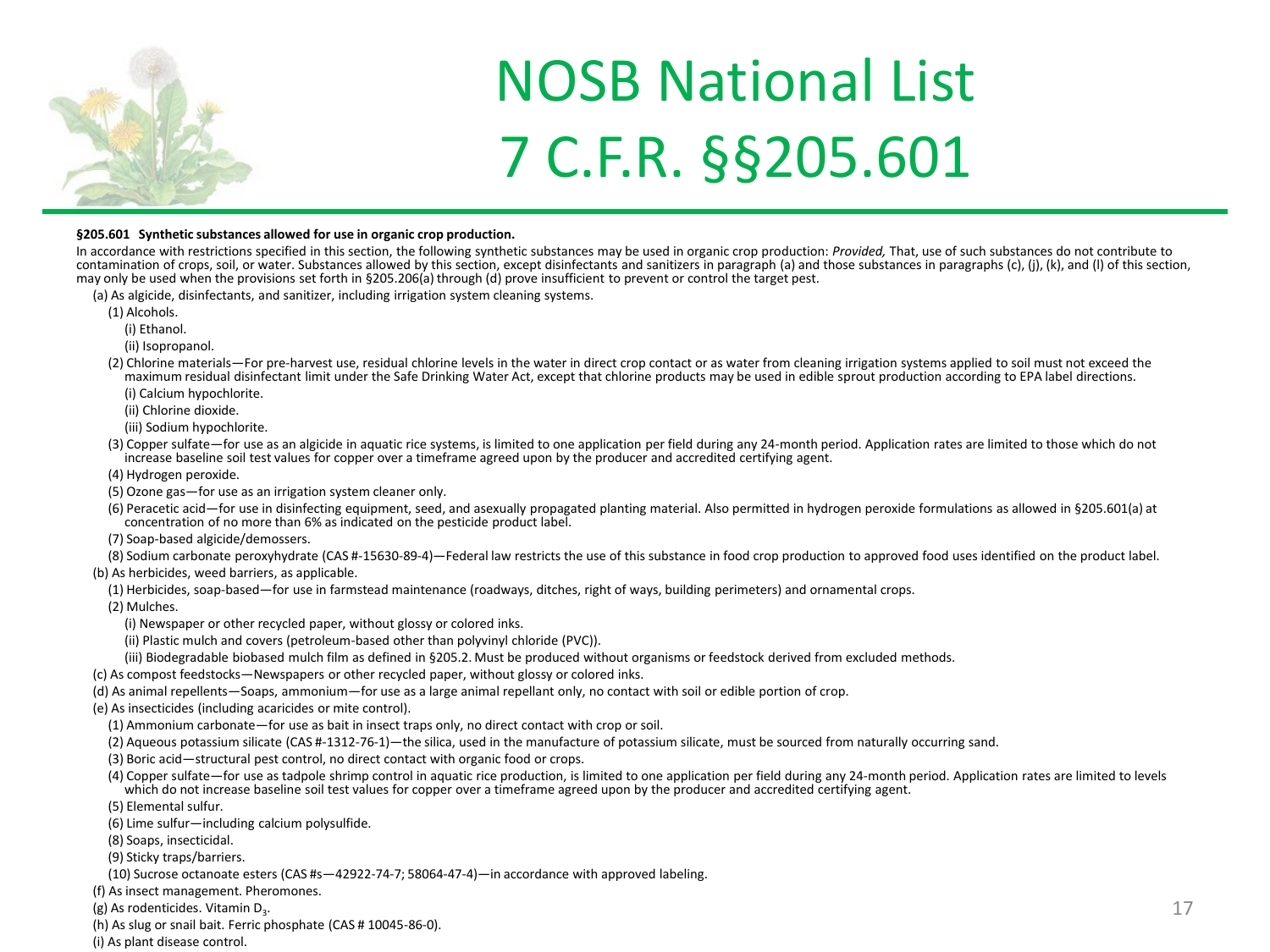# NOSB National List 7 C.F.R. §§205.601

**§205.601 Synthetic substances allowed for use in organic crop production.**

In accordance with restrictions specified in this section, the following synthetic substances may be used in organic crop production: *Provided,* That, use of such substances do not contribute to contamination of crops, soil, or water. Substances allowed by this section, except disinfectants and sanitizers in paragraph (a) and those substances in paragraphs (c), (j), (k), and (l) of this section, may only be used when the provisions set forth in §205.206(a) through (d) prove insufficient to prevent or control the target pest.

(a) As algicide, disinfectants, and sanitizer, including irrigation system cleaning systems.

(1) Alcohols.

(i) Ethanol.

(ii) Isopropanol.

(2) Chlorine materials—For pre-harvest use, residual chlorine levels in the water in direct crop contact or as water from cleaning irrigation systems applied to soil must not exceed the maximum residual disinfectant limit under the Safe Drinking Water Act, except that chlorine products may be used in edible sprout production according to EPA label directions.

(i) Calcium hypochlorite.

(ii) Chlorine dioxide.

(iii) Sodium hypochlorite.

(3) Copper sulfate—for use as an algicide in aquatic rice systems, is limited to one application per field during any 24-month period. Application rates are limited to those which do not increase baseline soil test values for copper over a timeframe agreed upon by the producer and accredited certifying agent.

(4) Hydrogen peroxide.

(5) Ozone gas—for use as an irrigation system cleaner only.

(6) Peracetic acid—for use in disinfecting equipment, seed, and asexually propagated planting material. Also permitted in hydrogen peroxide formulations as allowed in §205.601(a) at concentration of no more than 6% as indicated on the pesticide product label.

(7) Soap-based algicide/demossers.

(8) Sodium carbonate peroxyhydrate (CAS #-15630-89-4)—Federal law restricts the use of this substance in food crop production to approved food uses identified on the product label.

(b) As herbicides, weed barriers, as applicable.

(1) Herbicides, soap-based—for use in farmstead maintenance (roadways, ditches, right of ways, building perimeters) and ornamental crops.

(2) Mulches.

(i) Newspaper or other recycled paper, without glossy or colored inks.

(ii) Plastic mulch and covers (petroleum-based other than polyvinyl chloride (PVC)).

(iii) Biodegradable biobased mulch film as defined in §205.2. Must be produced without organisms or feedstock derived from excluded methods.

(c) As compost feedstocks—Newspapers or other recycled paper, without glossy or colored inks.

(d) As animal repellents—Soaps, ammonium—for use as a large animal repellant only, no contact with soil or edible portion of crop.

(e) As insecticides (including acaricides or mite control).

(1) Ammonium carbonate—for use as bait in insect traps only, no direct contact with crop or soil.

(2) Aqueous potassium silicate (CAS #-1312-76-1)—the silica, used in the manufacture of potassium silicate, must be sourced from naturally occurring sand.

(3) Boric acid—structural pest control, no direct contact with organic food or crops.

(4) Copper sulfate—for use as tadpole shrimp control in aquatic rice production, is limited to one application per field during any 24-month period. Application rates are limited to levels which do not increase baseline soil test values for copper over a timeframe agreed upon by the producer and accredited certifying agent.

(5) Elemental sulfur.

(6) Lime sulfur—including calcium polysulfide.

(8) Soaps, insecticidal.

(9) Sticky traps/barriers.

(10) Sucrose octanoate esters (CAS #s—42922-74-7; 58064-47-4)—in accordance with approved labeling.

(f) As insect management. Pheromones.

(g) As rodenticides. Vitamin $D_3$.

(h) As slug or snail bait. Ferric phosphate (CAS # 10045-86-0).

(i) As plant disease control.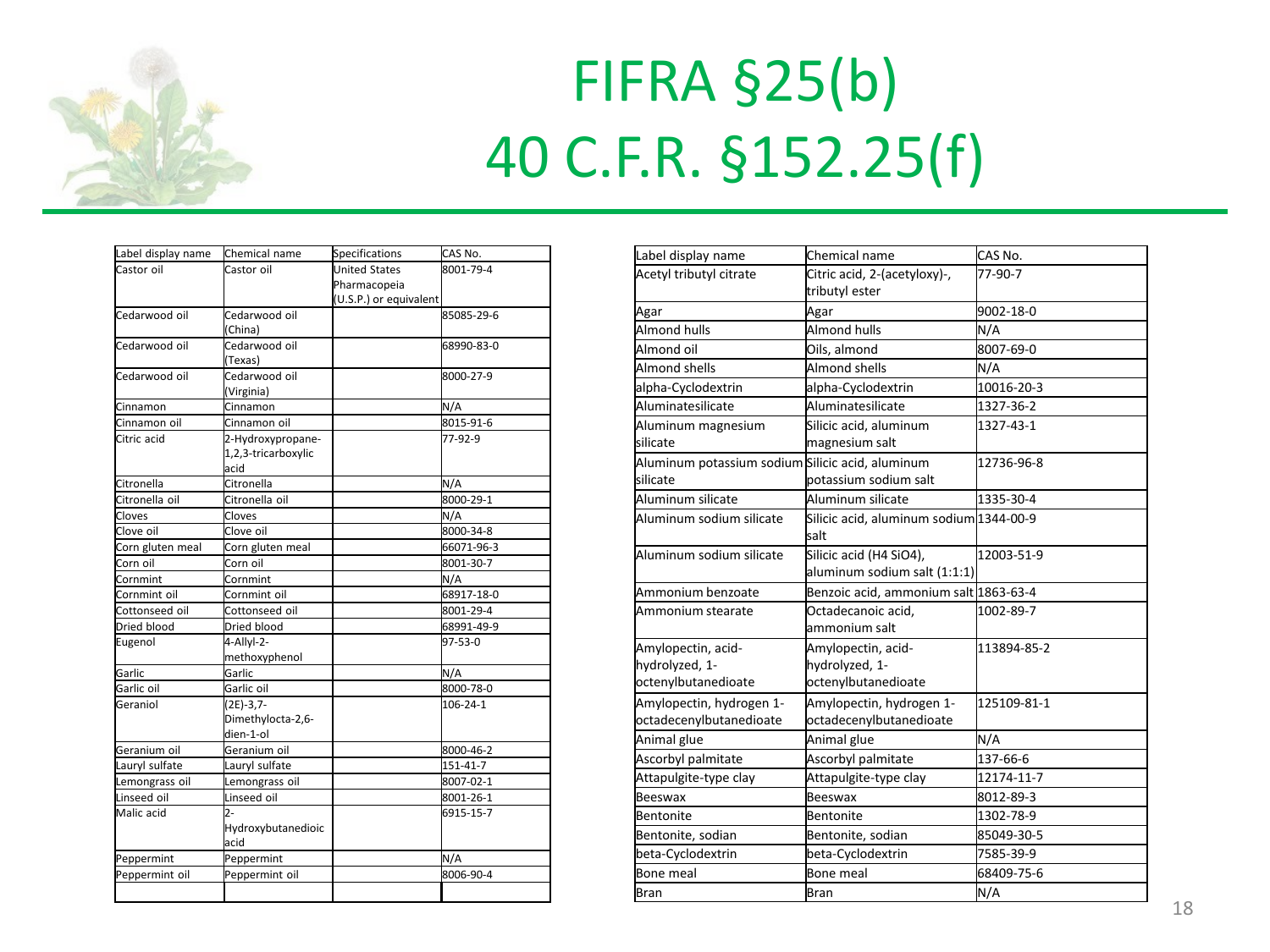# FIFRA §25(b)
# 40 C.F.R. §152.25(f)

| Label display name | Chemical name | Specifications | CAS No. |
|---|---|---|---|
| Castor oil | Castor oil | United States Pharmacopeia (U.S.P.) or equivalent | 8001-79-4 |
| Cedarwood oil | Cedarwood oil (China) | | 85085-29-6 |
| Cedarwood oil | Cedarwood oil (Texas) | | 68990-83-0 |
| Cedarwood oil | Cedarwood oil (Virginia) | | 8000-27-9 |
| Cinnamon | Cinnamon | | N/A |
| Cinnamon oil | Cinnamon oil | | 8015-91-6 |
| Citric acid | 2-Hydroxypropane-1,2,3-tricarboxylic acid | | 77-92-9 |
| Citronella | Citronella | | N/A |
| Citronella oil | Citronella oil | | 8000-29-1 |
| Cloves | Cloves | | N/A |
| Clove oil | Clove oil | | 8000-34-8 |
| Corn gluten meal | Corn gluten meal | | 66071-96-3 |
| Corn oil | Corn oil | | 8001-30-7 |
| Cornmint | Cornmint | | N/A |
| Cornmint oil | Cornmint oil | | 68917-18-0 |
| Cottonseed oil | Cottonseed oil | | 8001-29-4 |
| Dried blood | Dried blood | | 68991-49-9 |
| Eugenol | 4-Allyl-2-methoxyphenol | | 97-53-0 |
| Garlic | Garlic | | N/A |
| Garlic oil | Garlic oil | | 8000-78-0 |
| Geraniol | (2E)-3,7-Dimethylocta-2,6-dien-1-ol | | 106-24-1 |
| Geranium oil | Geranium oil | | 8000-46-2 |
| Lauryl sulfate | Lauryl sulfate | | 151-41-7 |
| Lemongrass oil | Lemongrass oil | | 8007-02-1 |
| Linseed oil | Linseed oil | | 8001-26-1 |
| Malic acid | 2-Hydroxybutanedioic acid | | 6915-15-7 |
| Peppermint | Peppermint | | N/A |
| Peppermint oil | Peppermint oil | | 8006-90-4 |

| Label display name | Chemical name | CAS No. |
|---|---|---|
| Acetyl tributyl citrate | Citric acid, 2-(acetyloxy)-, tributyl ester | 77-90-7 |
| Agar | Agar | 9002-18-0 |
| Almond hulls | Almond hulls | N/A |
| Almond oil | Oils, almond | 8007-69-0 |
| Almond shells | Almond shells | N/A |
| alpha-Cyclodextrin | alpha-Cyclodextrin | 10016-20-3 |
| Aluminatesilicate | Aluminatesilicate | 1327-36-2 |
| Aluminum magnesium silicate | Silicic acid, aluminum magnesium salt | 1327-43-1 |
| Aluminum potassium sodium silicate | Silicic acid, aluminum potassium sodium salt | 12736-96-8 |
| Aluminum silicate | Aluminum silicate | 1335-30-4 |
| Aluminum sodium silicate | Silicic acid, aluminum sodium salt | 1344-00-9 |
| Aluminum sodium silicate | Silicic acid ($H_4$ $SiO_4$), aluminum sodium salt (1:1:1) | 12003-51-9 |
| Ammonium benzoate | Benzoic acid, ammonium salt | 1863-63-4 |
| Ammonium stearate | Octadecanoic acid, ammonium salt | 1002-89-7 |
| Amylopectin, acid-hydrolyzed, 1-octenylbutanedioate | Amylopectin, acid-hydrolyzed, 1-octenylbutanedioate | 113894-85-2 |
| Amylopectin, hydrogen 1-octadecenylbutanedioate | Amylopectin, hydrogen 1-octadecenylbutanedioate | 125109-81-1 |
| Animal glue | Animal glue | N/A |
| Ascorbyl palmitate | Ascorbyl palmitate | 137-66-6 |
| Attapulgite-type clay | Attapulgite-type clay | 12174-11-7 |
| Beeswax | Beeswax | 8012-89-3 |
| Bentonite | Bentonite | 1302-78-9 |
| Bentonite, sodian | Bentonite, sodian | 85049-30-5 |
| beta-Cyclodextrin | beta-Cyclodextrin | 7585-39-9 |
| Bone meal | Bone meal | 68409-75-6 |
| Bran | Bran | N/A |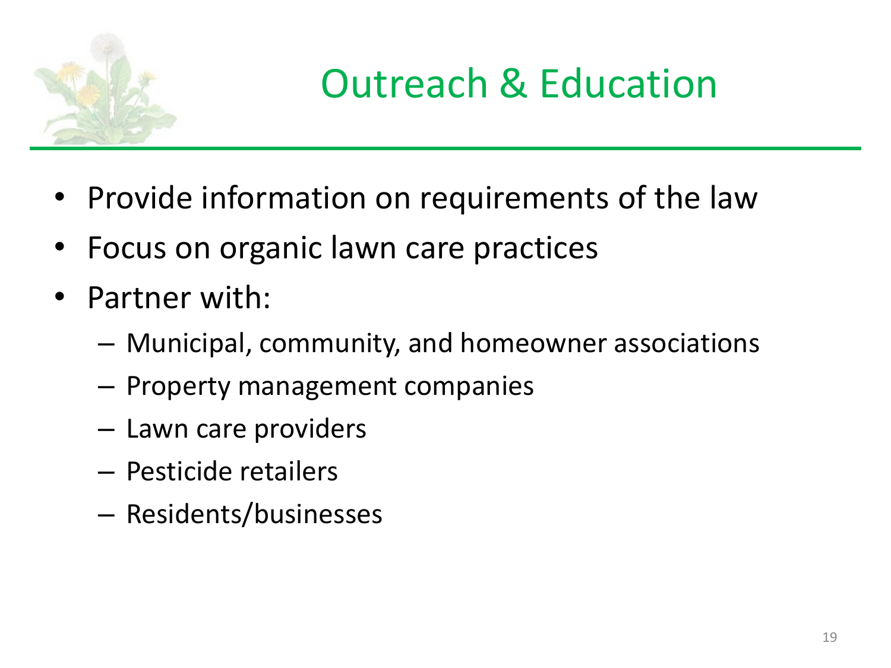# Outreach & Education

- Provide information on requirements of the law
- Focus on organic lawn care practices
- Partner with:
  - Municipal, community, and homeowner associations
  - Property management companies
  - Lawn care providers
  - Pesticide retailers
  - Residents/businesses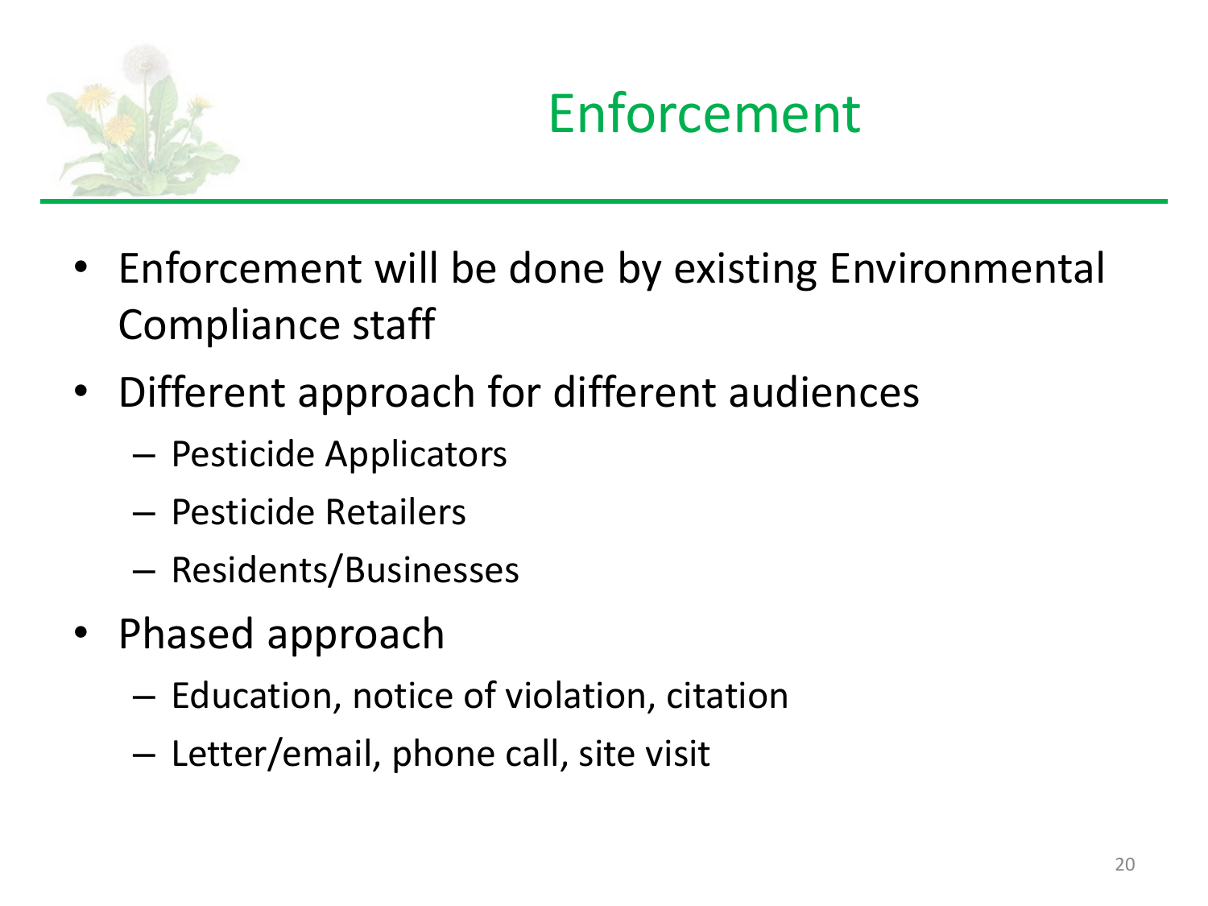# Enforcement

- Enforcement will be done by existing Environmental Compliance staff
- Different approach for different audiences
  - Pesticide Applicators
  - Pesticide Retailers
  - Residents/Businesses
- Phased approach
  - Education, notice of violation, citation
  - Letter/email, phone call, site visit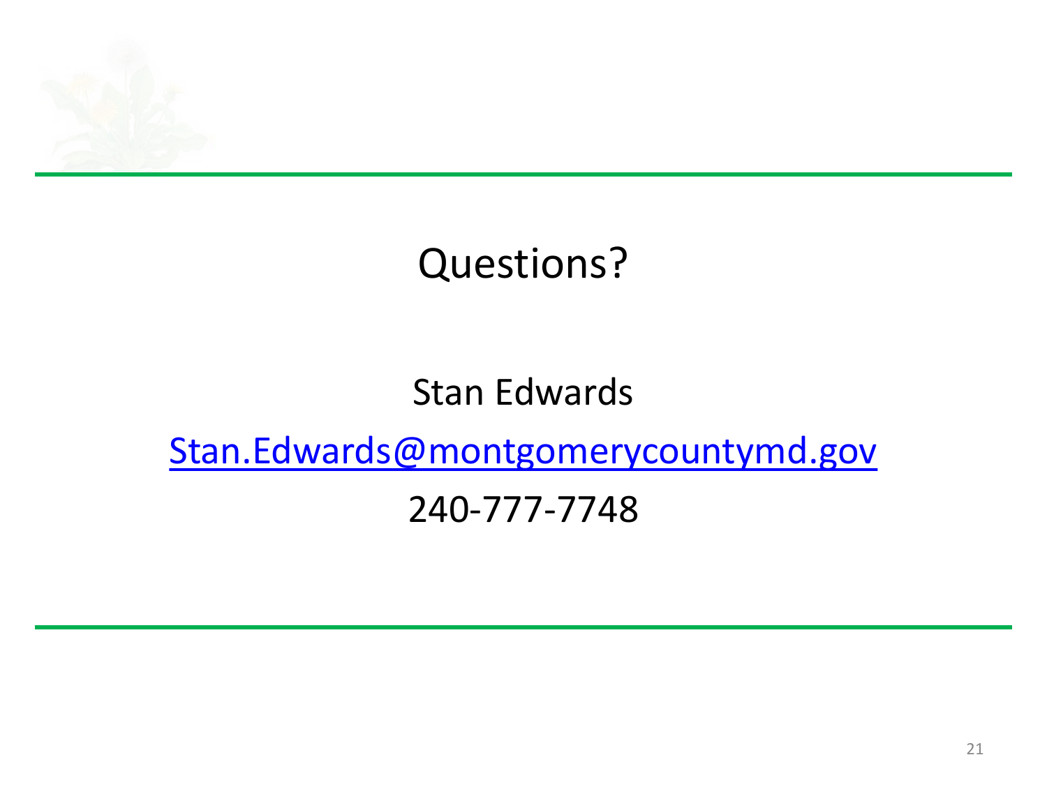# Questions?

Stan Edwards

[Stan.Edwards@montgomerycountymd.gov](mailto:Stan.Edwards@montgomerycountymd.gov)

240-777-7748